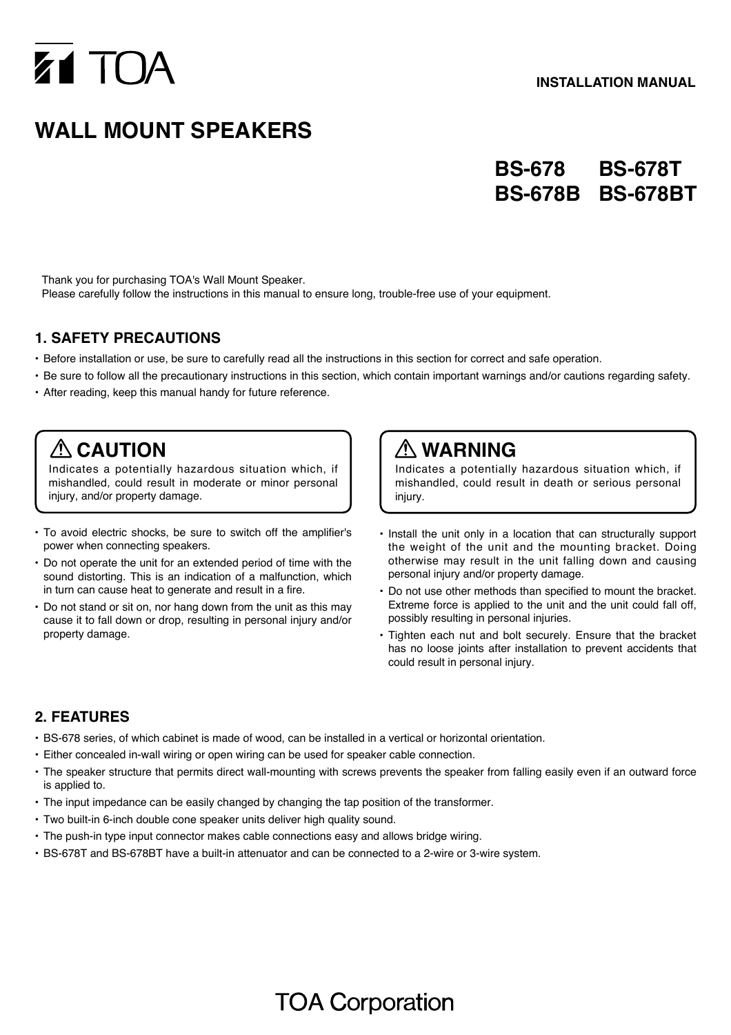TOA

**INSTALLATION MANUAL**

# WALL MOUNT SPEAKERS

**BS-678 BS-678T**
**BS-678B BS-678BT**

Thank you for purchasing TOA's Wall Mount Speaker.
Please carefully follow the instructions in this manual to ensure long, trouble-free use of your equipment.

## 1. SAFETY PRECAUTIONS

- Before installation or use, be sure to carefully read all the instructions in this section for correct and safe operation.
- Be sure to follow all the precautionary instructions in this section, which contain important warnings and/or cautions regarding safety.
- After reading, keep this manual handy for future reference.

### ⚠ CAUTION

Indicates a potentially hazardous situation which, if mishandled, could result in moderate or minor personal injury, and/or property damage.

- To avoid electric shocks, be sure to switch off the amplifier's power when connecting speakers.
- Do not operate the unit for an extended period of time with the sound distorting. This is an indication of a malfunction, which in turn can cause heat to generate and result in a fire.
- Do not stand or sit on, nor hang down from the unit as this may cause it to fall down or drop, resulting in personal injury and/or property damage.

### ⚠ WARNING

Indicates a potentially hazardous situation which, if mishandled, could result in death or serious personal injury.

- Install the unit only in a location that can structurally support the weight of the unit and the mounting bracket. Doing otherwise may result in the unit falling down and causing personal injury and/or property damage.
- Do not use other methods than specified to mount the bracket. Extreme force is applied to the unit and the unit could fall off, possibly resulting in personal injuries.
- Tighten each nut and bolt securely. Ensure that the bracket has no loose joints after installation to prevent accidents that could result in personal injury.

## 2. FEATURES

- BS-678 series, of which cabinet is made of wood, can be installed in a vertical or horizontal orientation.
- Either concealed in-wall wiring or open wiring can be used for speaker cable connection.
- The speaker structure that permits direct wall-mounting with screws prevents the speaker from falling easily even if an outward force is applied to.
- The input impedance can be easily changed by changing the tap position of the transformer.
- Two built-in 6-inch double cone speaker units deliver high quality sound.
- The push-in type input connector makes cable connections easy and allows bridge wiring.
- BS-678T and BS-678BT have a built-in attenuator and can be connected to a 2-wire or 3-wire system.

TOA Corporation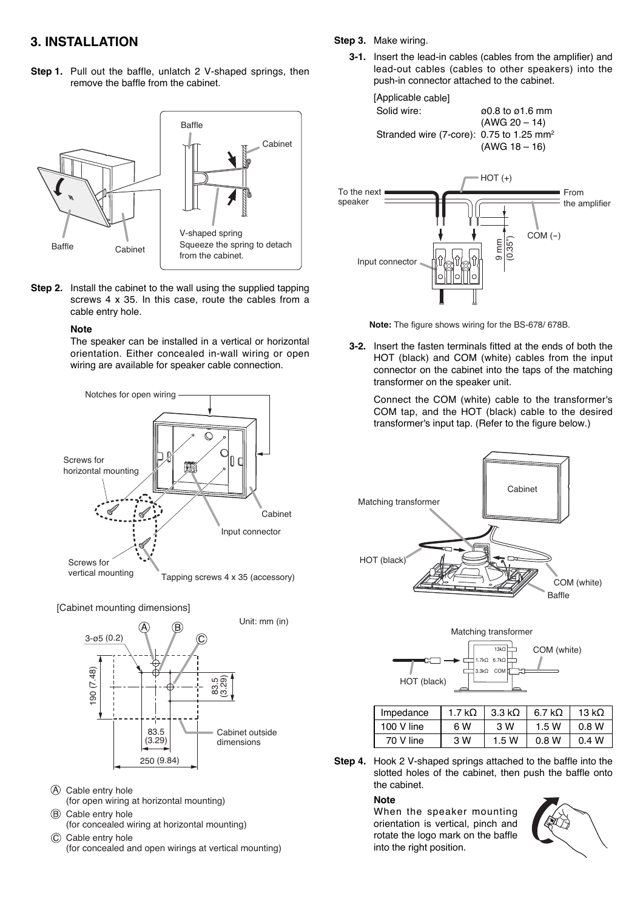## 3. INSTALLATION

**Step 1.** Pull out the baffle, unlatch 2 V-shaped springs, then remove the baffle from the cabinet.

Baffle
Cabinet
Baffle
Cabinet
V-shaped spring
Squeeze the spring to detach from the cabinet.

**Step 2.** Install the cabinet to the wall using the supplied tapping screws 4 x 35. In this case, route the cables from a cable entry hole.

**Note**

The speaker can be installed in a vertical or horizontal orientation. Either concealed in-wall wiring or open wiring are available for speaker cable connection.

Notches for open wiring
Screws for horizontal mounting
Cabinet
Input connector
Screws for vertical mounting
Tapping screws 4 x 35 (accessory)

[Cabinet mounting dimensions]

Unit: mm (in)

3-ø5 (0.2)
190 (7.48)
83.5 (3.29)
83.5 (3.29)
250 (9.84)
Cabinet outside dimensions

Ⓐ Cable entry hole (for open wiring at horizontal mounting)

Ⓑ Cable entry hole (for concealed wiring at horizontal mounting)

Ⓒ Cable entry hole (for concealed and open wirings at vertical mounting)

**Step 3.** Make wiring.

**3-1.** Insert the lead-in cables (cables from the amplifier) and lead-out cables (cables to other speakers) into the push-in connector attached to the cabinet.

[Applicable cable]

Solid wire: ø0.8 to ø1.6 mm (AWG 20 – 14)

Stranded wire (7-core): 0.75 to 1.25 mm² (AWG 18 – 16)

HOT (+)
To the next speaker
From the amplifier
COM (–)
9 mm (0.35")
Input connector

**Note:** The figure shows wiring for the BS-678/ 678B.

**3-2.** Insert the fasten terminals fitted at the ends of both the HOT (black) and COM (white) cables from the input connector on the cabinet into the taps of the matching transformer on the speaker unit.

Connect the COM (white) cable to the transformer's COM tap, and the HOT (black) cable to the desired transformer's input tap. (Refer to the figure below.)

Cabinet
Matching transformer
HOT (black)
COM (white)
Baffle

Matching transformer
13kΩ
1.7kΩ 6.7kΩ
3.3kΩ COM
COM (white)
HOT (black)

| Impedance | 1.7 kΩ | 3.3 kΩ | 6.7 kΩ | 13 kΩ |
|---|---|---|---|---|
| 100 V line | 6 W | 3 W | 1.5 W | 0.8 W |
| 70 V line | 3 W | 1.5 W | 0.8 W | 0.4 W |

**Step 4.** Hook 2 V-shaped springs attached to the baffle into the slotted holes of the cabinet, then push the baffle onto the cabinet.

**Note**

When the speaker mounting orientation is vertical, pinch and rotate the logo mark on the baffle into the right position.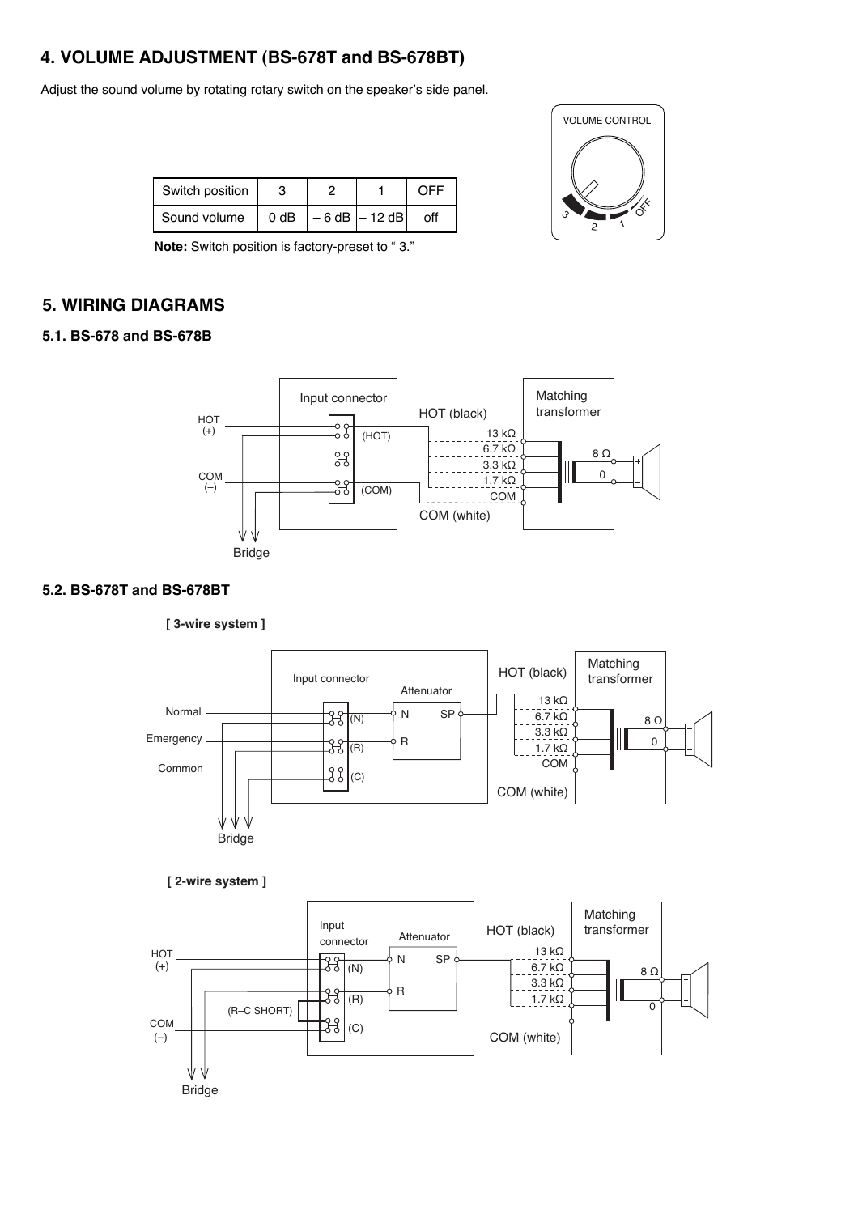## 4. VOLUME ADJUSTMENT (BS-678T and BS-678BT)

Adjust the sound volume by rotating rotary switch on the speaker's side panel.

| Switch position | 3 | 2 | 1 | OFF |
|---|---|---|---|---|
| Sound volume | 0 dB | – 6 dB | – 12 dB | off |

**Note:** Switch position is factory-preset to " 3."

VOLUME CONTROL
3
2
1
OFF

## 5. WIRING DIAGRAMS

### 5.1. BS-678 and BS-678B

HOT (+)
COM (–)
Bridge
Input connector
(HOT)
(COM)
HOT (black)
COM (white)
Matching transformer
13 kΩ
6.7 kΩ
3.3 kΩ
1.7 kΩ
COM
8 Ω
0

### 5.2. BS-678T and BS-678BT

**[ 3-wire system ]**

Normal
Emergency
Common
Bridge
Input connector
(N)
(R)
(C)
Attenuator
N
SP
R
HOT (black)
COM (white)
Matching transformer
13 kΩ
6.7 kΩ
3.3 kΩ
1.7 kΩ
COM
8 Ω
0

**[ 2-wire system ]**

HOT (+)
COM (–)
Bridge
Input connector
(N)
(R)
(C)
(R–C SHORT)
Attenuator
N
SP
R
HOT (black)
COM (white)
Matching transformer
13 kΩ
6.7 kΩ
3.3 kΩ
1.7 kΩ
8 Ω
0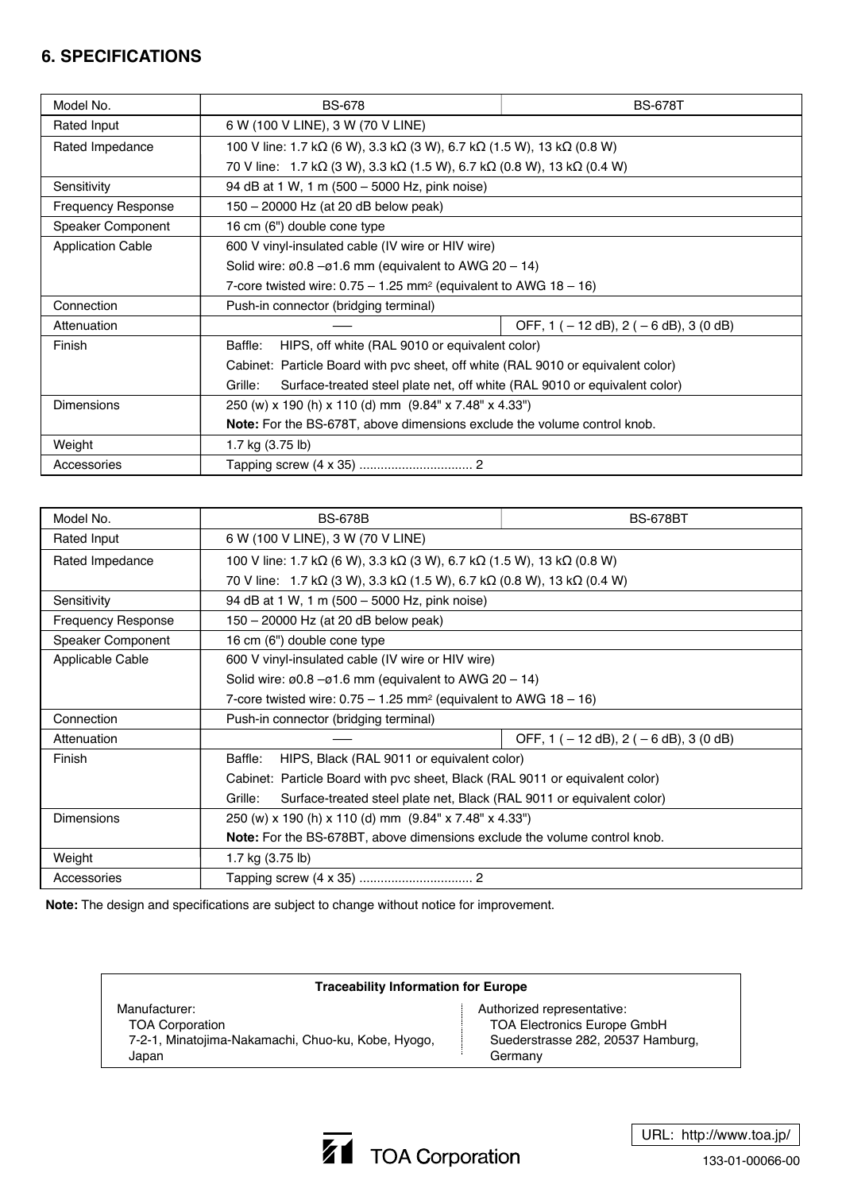## 6. SPECIFICATIONS

| Model No. | BS-678 | BS-678T |
|---|---|---|
| Rated Input | 6 W (100 V LINE), 3 W (70 V LINE) | |
| Rated Impedance | 100 V line: 1.7 kΩ (6 W), 3.3 kΩ (3 W), 6.7 kΩ (1.5 W), 13 kΩ (0.8 W)<br>70 V line: 1.7 kΩ (3 W), 3.3 kΩ (1.5 W), 6.7 kΩ (0.8 W), 13 kΩ (0.4 W) | |
| Sensitivity | 94 dB at 1 W, 1 m (500 – 5000 Hz, pink noise) | |
| Frequency Response | 150 – 20000 Hz (at 20 dB below peak) | |
| Speaker Component | 16 cm (6") double cone type | |
| Application Cable | 600 V vinyl-insulated cable (IV wire or HIV wire)<br>Solid wire: ø0.8 –ø1.6 mm (equivalent to AWG 20 – 14)<br>7-core twisted wire: 0.75 – 1.25 mm$^2$ (equivalent to AWG 18 – 16) | |
| Connection | Push-in connector (bridging terminal) | |
| Attenuation | — | OFF, 1 ( – 12 dB), 2 ( – 6 dB), 3 (0 dB) |
| Finish | Baffle: HIPS, off white (RAL 9010 or equivalent color)<br>Cabinet: Particle Board with pvc sheet, off white (RAL 9010 or equivalent color)<br>Grille: Surface-treated steel plate net, off white (RAL 9010 or equivalent color) | |
| Dimensions | 250 (w) x 190 (h) x 110 (d) mm (9.84" x 7.48" x 4.33")<br>**Note:** For the BS-678T, above dimensions exclude the volume control knob. | |
| Weight | 1.7 kg (3.75 lb) | |
| Accessories | Tapping screw (4 x 35) ................................ 2 | |

| Model No. | BS-678B | BS-678BT |
|---|---|---|
| Rated Input | 6 W (100 V LINE), 3 W (70 V LINE) | |
| Rated Impedance | 100 V line: 1.7 kΩ (6 W), 3.3 kΩ (3 W), 6.7 kΩ (1.5 W), 13 kΩ (0.8 W)<br>70 V line: 1.7 kΩ (3 W), 3.3 kΩ (1.5 W), 6.7 kΩ (0.8 W), 13 kΩ (0.4 W) | |
| Sensitivity | 94 dB at 1 W, 1 m (500 – 5000 Hz, pink noise) | |
| Frequency Response | 150 – 20000 Hz (at 20 dB below peak) | |
| Speaker Component | 16 cm (6") double cone type | |
| Applicable Cable | 600 V vinyl-insulated cable (IV wire or HIV wire)<br>Solid wire: ø0.8 –ø1.6 mm (equivalent to AWG 20 – 14)<br>7-core twisted wire: 0.75 – 1.25 mm$^2$ (equivalent to AWG 18 – 16) | |
| Connection | Push-in connector (bridging terminal) | |
| Attenuation | — | OFF, 1 ( – 12 dB), 2 ( – 6 dB), 3 (0 dB) |
| Finish | Baffle: HIPS, Black (RAL 9011 or equivalent color)<br>Cabinet: Particle Board with pvc sheet, Black (RAL 9011 or equivalent color)<br>Grille: Surface-treated steel plate net, Black (RAL 9011 or equivalent color) | |
| Dimensions | 250 (w) x 190 (h) x 110 (d) mm (9.84" x 7.48" x 4.33")<br>**Note:** For the BS-678BT, above dimensions exclude the volume control knob. | |
| Weight | 1.7 kg (3.75 lb) | |
| Accessories | Tapping screw (4 x 35) ................................ 2 | |

**Note:** The design and specifications are subject to change without notice for improvement.

**Traceability Information for Europe**

Manufacturer:
TOA Corporation
7-2-1, Minatojima-Nakamachi, Chuo-ku, Kobe, Hyogo, Japan

Authorized representative:
TOA Electronics Europe GmbH
Suederstrasse 282, 20537 Hamburg, Germany

URL: http://www.toa.jp/

TOA Corporation

133-01-00066-00